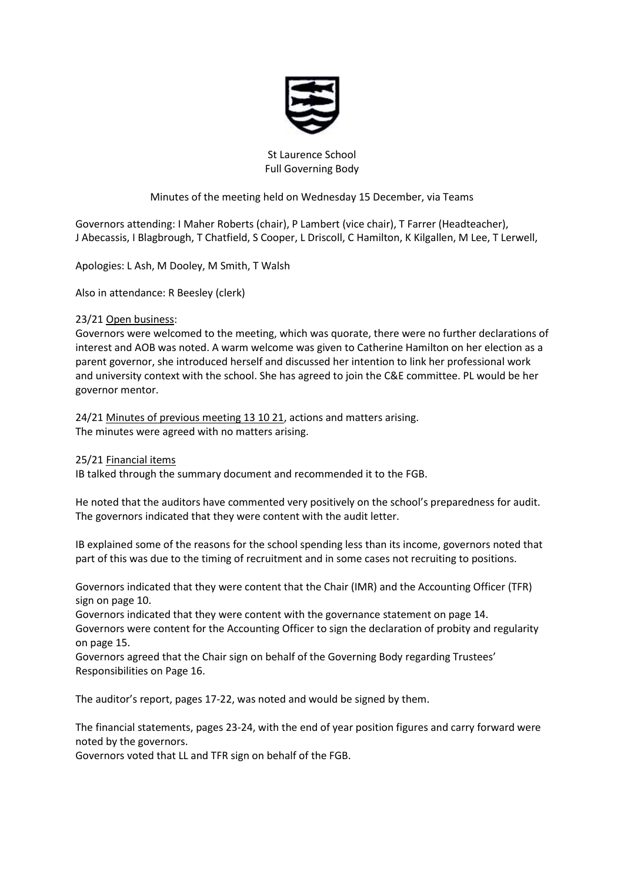St Laurence School
Full Governing Body

Minutes of the meeting held on Wednesday 15 December, via Teams

Governors attending: I Maher Roberts (chair), P Lambert (vice chair), T Farrer (Headteacher), J Abecassis, I Blagbrough, T Chatfield, S Cooper, L Driscoll, C Hamilton, K Kilgallen, M Lee, T Lerwell,

Apologies: L Ash, M Dooley, M Smith, T Walsh

Also in attendance: R Beesley (clerk)

23/21 Open business:
Governors were welcomed to the meeting, which was quorate, there were no further declarations of interest and AOB was noted. A warm welcome was given to Catherine Hamilton on her election as a parent governor, she introduced herself and discussed her intention to link her professional work and university context with the school. She has agreed to join the C&E committee. PL would be her governor mentor.

24/21 Minutes of previous meeting 13 10 21, actions and matters arising.
The minutes were agreed with no matters arising.

25/21 Financial items
IB talked through the summary document and recommended it to the FGB.

He noted that the auditors have commented very positively on the school's preparedness for audit. The governors indicated that they were content with the audit letter.

IB explained some of the reasons for the school spending less than its income, governors noted that part of this was due to the timing of recruitment and in some cases not recruiting to positions.

Governors indicated that they were content that the Chair (IMR) and the Accounting Officer (TFR) sign on page 10.
Governors indicated that they were content with the governance statement on page 14.
Governors were content for the Accounting Officer to sign the declaration of probity and regularity on page 15.
Governors agreed that the Chair sign on behalf of the Governing Body regarding Trustees' Responsibilities on Page 16.

The auditor's report, pages 17-22, was noted and would be signed by them.

The financial statements, pages 23-24, with the end of year position figures and carry forward were noted by the governors.
Governors voted that LL and TFR sign on behalf of the FGB.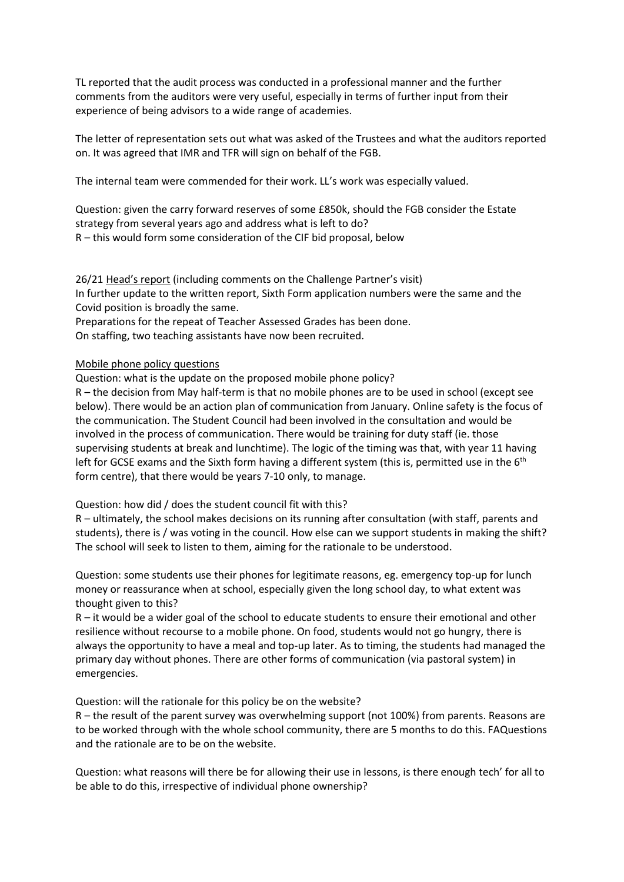TL reported that the audit process was conducted in a professional manner and the further comments from the auditors were very useful, especially in terms of further input from their experience of being advisors to a wide range of academies.

The letter of representation sets out what was asked of the Trustees and what the auditors reported on. It was agreed that IMR and TFR will sign on behalf of the FGB.

The internal team were commended for their work. LL's work was especially valued.

Question: given the carry forward reserves of some £850k, should the FGB consider the Estate strategy from several years ago and address what is left to do?
R – this would form some consideration of the CIF bid proposal, below

26/21 Head's report (including comments on the Challenge Partner's visit)
In further update to the written report, Sixth Form application numbers were the same and the Covid position is broadly the same.
Preparations for the repeat of Teacher Assessed Grades has been done.
On staffing, two teaching assistants have now been recruited.

Mobile phone policy questions

Question: what is the update on the proposed mobile phone policy?
R – the decision from May half-term is that no mobile phones are to be used in school (except see below). There would be an action plan of communication from January. Online safety is the focus of the communication. The Student Council had been involved in the consultation and would be involved in the process of communication. There would be training for duty staff (ie. those supervising students at break and lunchtime). The logic of the timing was that, with year 11 having left for GCSE exams and the Sixth form having a different system (this is, permitted use in the 6th form centre), that there would be years 7-10 only, to manage.

Question: how did / does the student council fit with this?
R – ultimately, the school makes decisions on its running after consultation (with staff, parents and students), there is / was voting in the council. How else can we support students in making the shift? The school will seek to listen to them, aiming for the rationale to be understood.

Question: some students use their phones for legitimate reasons, eg. emergency top-up for lunch money or reassurance when at school, especially given the long school day, to what extent was thought given to this?
R – it would be a wider goal of the school to educate students to ensure their emotional and other resilience without recourse to a mobile phone. On food, students would not go hungry, there is always the opportunity to have a meal and top-up later. As to timing, the students had managed the primary day without phones. There are other forms of communication (via pastoral system) in emergencies.

Question: will the rationale for this policy be on the website?
R – the result of the parent survey was overwhelming support (not 100%) from parents. Reasons are to be worked through with the whole school community, there are 5 months to do this. FAQuestions and the rationale are to be on the website.

Question: what reasons will there be for allowing their use in lessons, is there enough tech' for all to be able to do this, irrespective of individual phone ownership?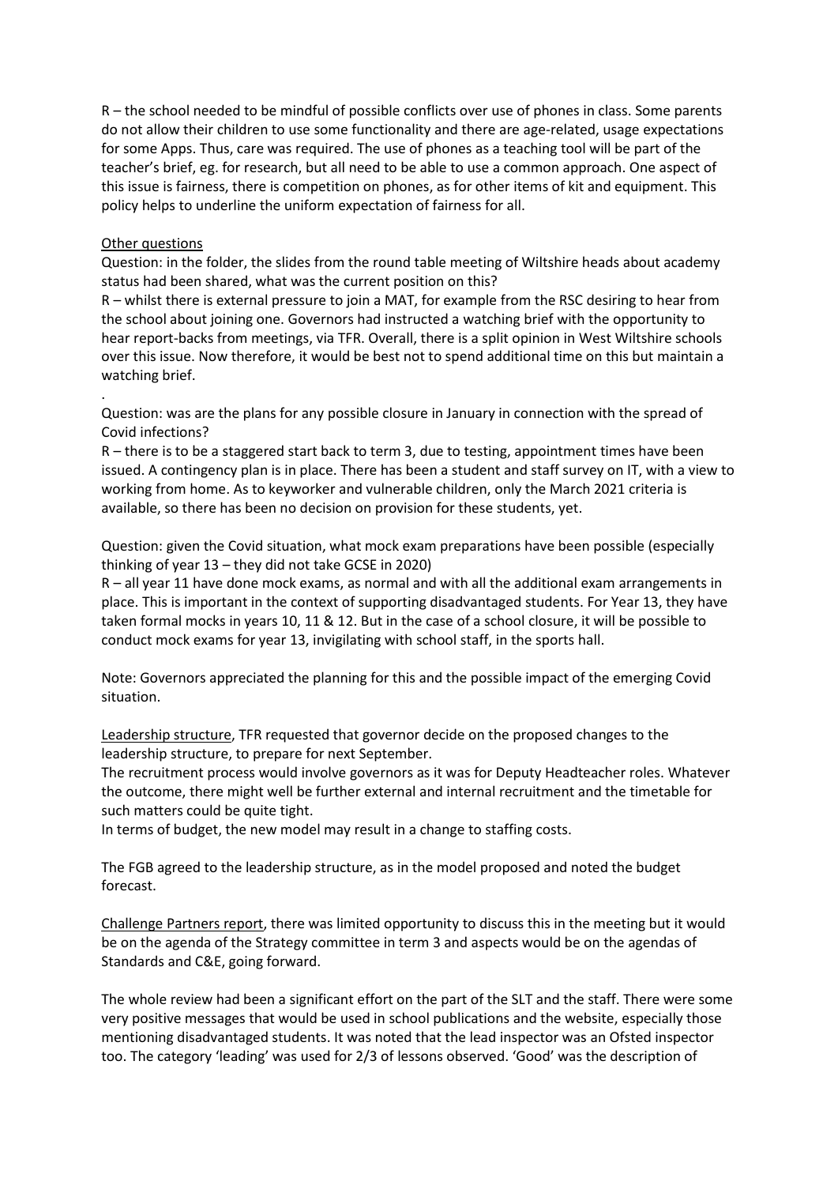R – the school needed to be mindful of possible conflicts over use of phones in class. Some parents do not allow their children to use some functionality and there are age-related, usage expectations for some Apps. Thus, care was required. The use of phones as a teaching tool will be part of the teacher's brief, eg. for research, but all need to be able to use a common approach. One aspect of this issue is fairness, there is competition on phones, as for other items of kit and equipment. This policy helps to underline the uniform expectation of fairness for all.

<u>Other questions</u>

Question: in the folder, the slides from the round table meeting of Wiltshire heads about academy status had been shared, what was the current position on this?

R – whilst there is external pressure to join a MAT, for example from the RSC desiring to hear from the school about joining one. Governors had instructed a watching brief with the opportunity to hear report-backs from meetings, via TFR. Overall, there is a split opinion in West Wiltshire schools over this issue. Now therefore, it would be best not to spend additional time on this but maintain a watching brief.

.

Question: was are the plans for any possible closure in January in connection with the spread of Covid infections?

R – there is to be a staggered start back to term 3, due to testing, appointment times have been issued. A contingency plan is in place. There has been a student and staff survey on IT, with a view to working from home. As to keyworker and vulnerable children, only the March 2021 criteria is available, so there has been no decision on provision for these students, yet.

Question: given the Covid situation, what mock exam preparations have been possible (especially thinking of year 13 – they did not take GCSE in 2020)

R – all year 11 have done mock exams, as normal and with all the additional exam arrangements in place. This is important in the context of supporting disadvantaged students. For Year 13, they have taken formal mocks in years 10, 11 & 12. But in the case of a school closure, it will be possible to conduct mock exams for year 13, invigilating with school staff, in the sports hall.

Note: Governors appreciated the planning for this and the possible impact of the emerging Covid situation.

<u>Leadership structure</u>, TFR requested that governor decide on the proposed changes to the leadership structure, to prepare for next September.

The recruitment process would involve governors as it was for Deputy Headteacher roles. Whatever the outcome, there might well be further external and internal recruitment and the timetable for such matters could be quite tight.

In terms of budget, the new model may result in a change to staffing costs.

The FGB agreed to the leadership structure, as in the model proposed and noted the budget forecast.

<u>Challenge Partners report</u>, there was limited opportunity to discuss this in the meeting but it would be on the agenda of the Strategy committee in term 3 and aspects would be on the agendas of Standards and C&E, going forward.

The whole review had been a significant effort on the part of the SLT and the staff. There were some very positive messages that would be used in school publications and the website, especially those mentioning disadvantaged students. It was noted that the lead inspector was an Ofsted inspector too. The category 'leading' was used for 2/3 of lessons observed. 'Good' was the description of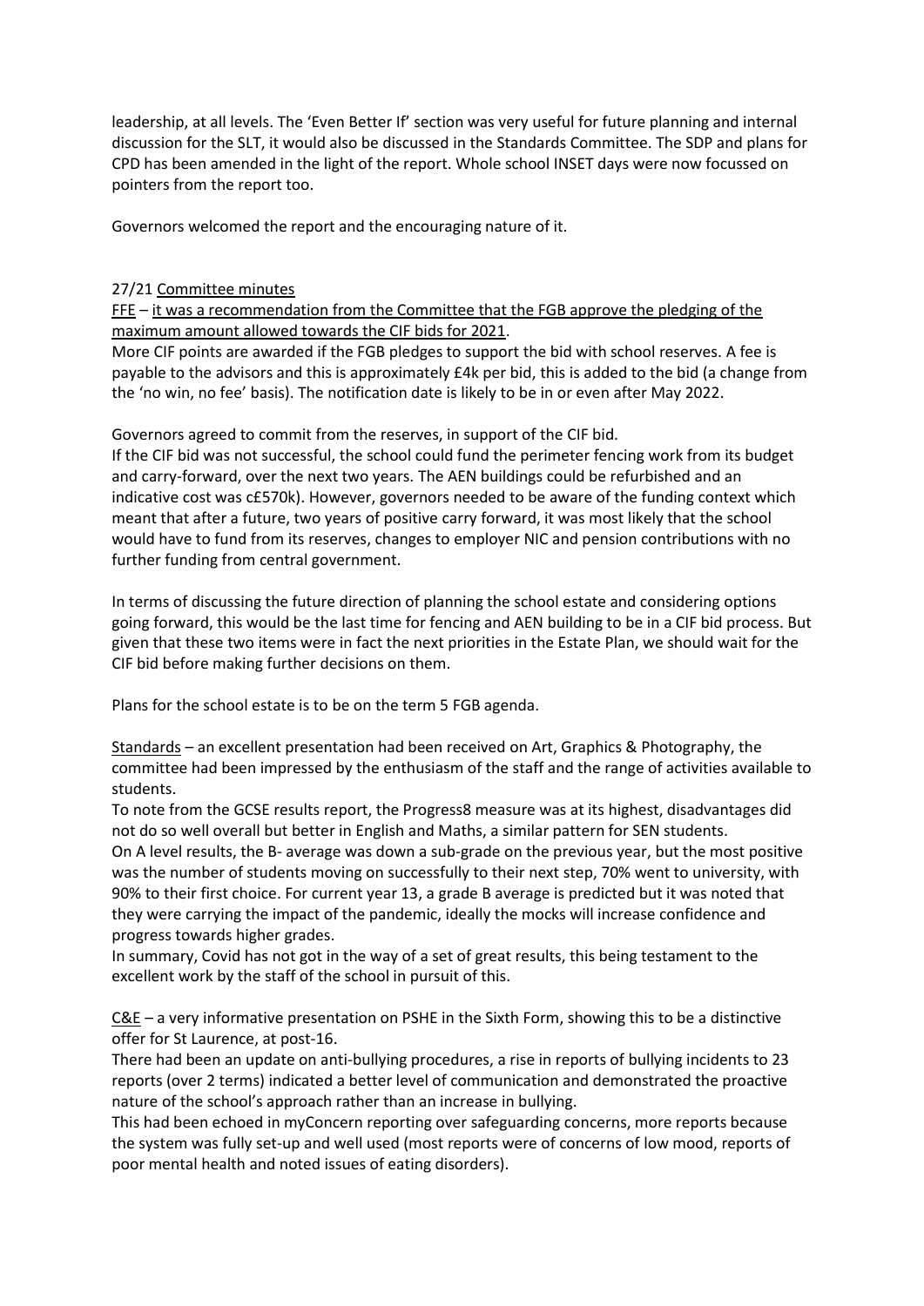leadership, at all levels. The 'Even Better If' section was very useful for future planning and internal discussion for the SLT, it would also be discussed in the Standards Committee. The SDP and plans for CPD has been amended in the light of the report. Whole school INSET days were now focussed on pointers from the report too.

Governors welcomed the report and the encouraging nature of it.

27/21 Committee minutes

FFE – it was a recommendation from the Committee that the FGB approve the pledging of the maximum amount allowed towards the CIF bids for 2021.

More CIF points are awarded if the FGB pledges to support the bid with school reserves. A fee is payable to the advisors and this is approximately £4k per bid, this is added to the bid (a change from the 'no win, no fee' basis). The notification date is likely to be in or even after May 2022.

Governors agreed to commit from the reserves, in support of the CIF bid.

If the CIF bid was not successful, the school could fund the perimeter fencing work from its budget and carry-forward, over the next two years. The AEN buildings could be refurbished and an indicative cost was c£570k). However, governors needed to be aware of the funding context which meant that after a future, two years of positive carry forward, it was most likely that the school would have to fund from its reserves, changes to employer NIC and pension contributions with no further funding from central government.

In terms of discussing the future direction of planning the school estate and considering options going forward, this would be the last time for fencing and AEN building to be in a CIF bid process. But given that these two items were in fact the next priorities in the Estate Plan, we should wait for the CIF bid before making further decisions on them.

Plans for the school estate is to be on the term 5 FGB agenda.

Standards – an excellent presentation had been received on Art, Graphics & Photography, the committee had been impressed by the enthusiasm of the staff and the range of activities available to students.

To note from the GCSE results report, the Progress8 measure was at its highest, disadvantages did not do so well overall but better in English and Maths, a similar pattern for SEN students.

On A level results, the B- average was down a sub-grade on the previous year, but the most positive was the number of students moving on successfully to their next step, 70% went to university, with 90% to their first choice. For current year 13, a grade B average is predicted but it was noted that they were carrying the impact of the pandemic, ideally the mocks will increase confidence and progress towards higher grades.

In summary, Covid has not got in the way of a set of great results, this being testament to the excellent work by the staff of the school in pursuit of this.

C&E – a very informative presentation on PSHE in the Sixth Form, showing this to be a distinctive offer for St Laurence, at post-16.

There had been an update on anti-bullying procedures, a rise in reports of bullying incidents to 23 reports (over 2 terms) indicated a better level of communication and demonstrated the proactive nature of the school's approach rather than an increase in bullying.

This had been echoed in myConcern reporting over safeguarding concerns, more reports because the system was fully set-up and well used (most reports were of concerns of low mood, reports of poor mental health and noted issues of eating disorders).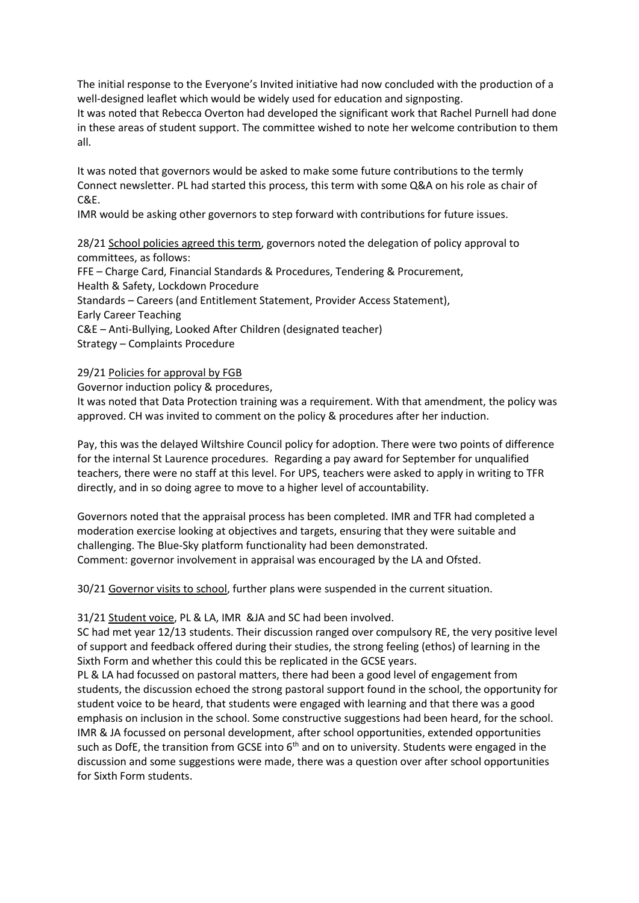The initial response to the Everyone's Invited initiative had now concluded with the production of a well-designed leaflet which would be widely used for education and signposting.
It was noted that Rebecca Overton had developed the significant work that Rachel Purnell had done in these areas of student support. The committee wished to note her welcome contribution to them all.

It was noted that governors would be asked to make some future contributions to the termly Connect newsletter. PL had started this process, this term with some Q&A on his role as chair of C&E.
IMR would be asking other governors to step forward with contributions for future issues.

28/21 School policies agreed this term, governors noted the delegation of policy approval to committees, as follows:
FFE – Charge Card, Financial Standards & Procedures, Tendering & Procurement,
Health & Safety, Lockdown Procedure
Standards – Careers (and Entitlement Statement, Provider Access Statement),
Early Career Teaching
C&E – Anti-Bullying, Looked After Children (designated teacher)
Strategy – Complaints Procedure

29/21 Policies for approval by FGB
Governor induction policy & procedures,
It was noted that Data Protection training was a requirement. With that amendment, the policy was approved. CH was invited to comment on the policy & procedures after her induction.

Pay, this was the delayed Wiltshire Council policy for adoption. There were two points of difference for the internal St Laurence procedures. Regarding a pay award for September for unqualified teachers, there were no staff at this level. For UPS, teachers were asked to apply in writing to TFR directly, and in so doing agree to move to a higher level of accountability.

Governors noted that the appraisal process has been completed. IMR and TFR had completed a moderation exercise looking at objectives and targets, ensuring that they were suitable and challenging. The Blue-Sky platform functionality had been demonstrated.
Comment: governor involvement in appraisal was encouraged by the LA and Ofsted.

30/21 Governor visits to school, further plans were suspended in the current situation.

31/21 Student voice, PL & LA, IMR &JA and SC had been involved.
SC had met year 12/13 students. Their discussion ranged over compulsory RE, the very positive level of support and feedback offered during their studies, the strong feeling (ethos) of learning in the Sixth Form and whether this could this be replicated in the GCSE years.
PL & LA had focussed on pastoral matters, there had been a good level of engagement from students, the discussion echoed the strong pastoral support found in the school, the opportunity for student voice to be heard, that students were engaged with learning and that there was a good emphasis on inclusion in the school. Some constructive suggestions had been heard, for the school.
IMR & JA focussed on personal development, after school opportunities, extended opportunities such as DofE, the transition from GCSE into 6th and on to university. Students were engaged in the discussion and some suggestions were made, there was a question over after school opportunities for Sixth Form students.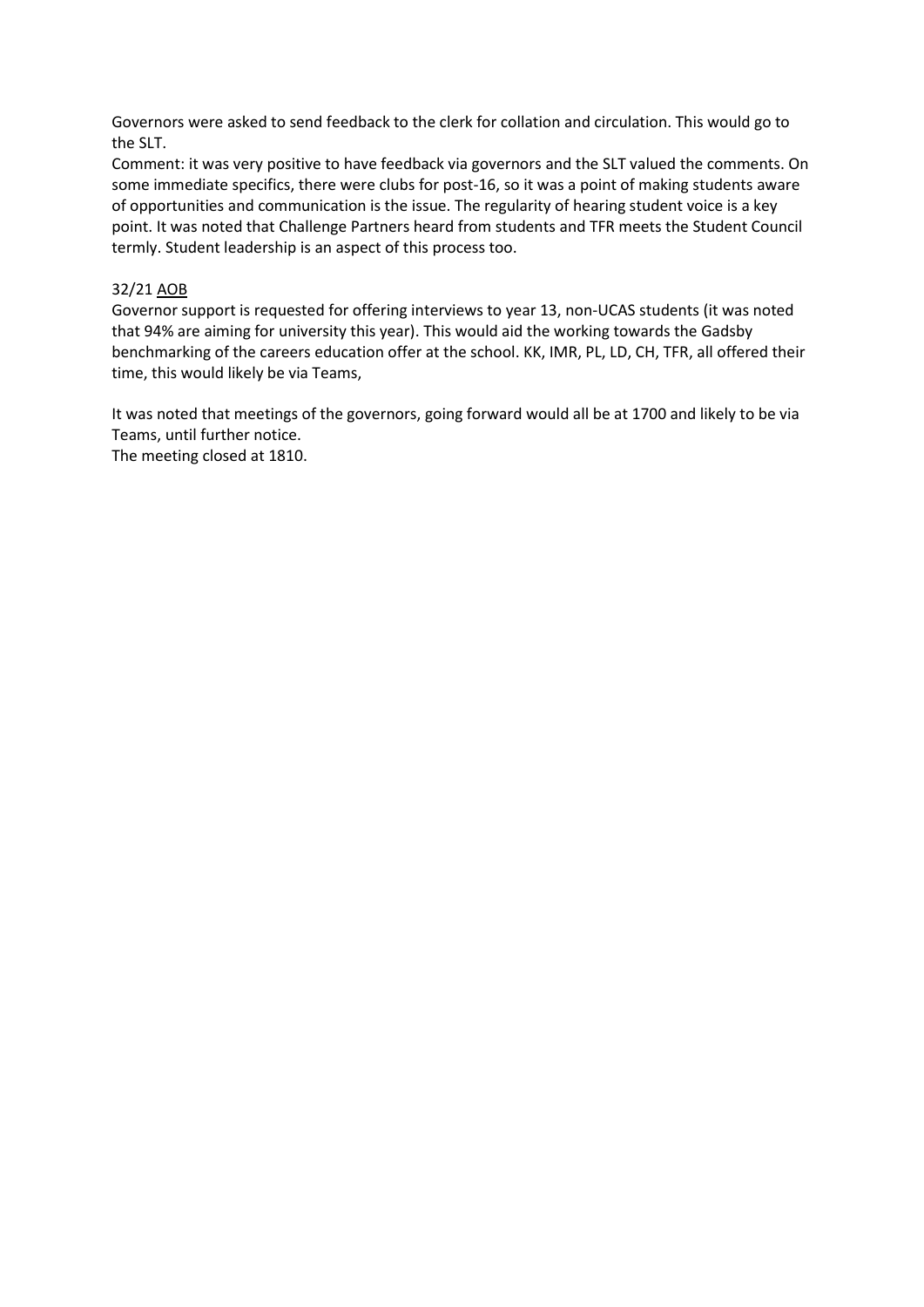Governors were asked to send feedback to the clerk for collation and circulation. This would go to the SLT.

Comment: it was very positive to have feedback via governors and the SLT valued the comments. On some immediate specifics, there were clubs for post-16, so it was a point of making students aware of opportunities and communication is the issue. The regularity of hearing student voice is a key point. It was noted that Challenge Partners heard from students and TFR meets the Student Council termly. Student leadership is an aspect of this process too.

32/21 <u>AOB</u>

Governor support is requested for offering interviews to year 13, non-UCAS students (it was noted that 94% are aiming for university this year). This would aid the working towards the Gadsby benchmarking of the careers education offer at the school. KK, IMR, PL, LD, CH, TFR, all offered their time, this would likely be via Teams,

It was noted that meetings of the governors, going forward would all be at 1700 and likely to be via Teams, until further notice.

The meeting closed at 1810.